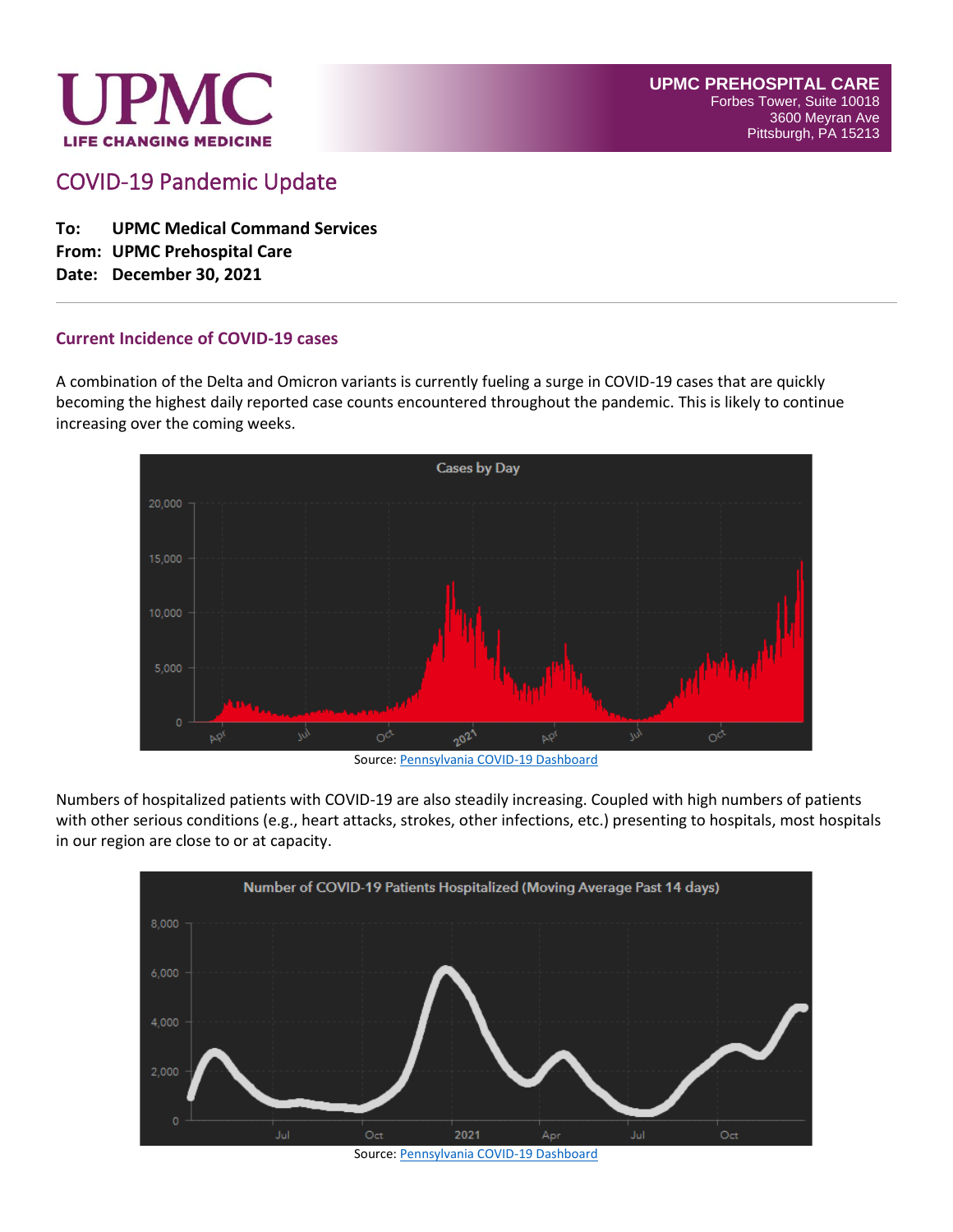UPMC
LIFE CHANGING MEDICINE

**UPMC PREHOSPITAL CARE**
Forbes Tower, Suite 10018
3600 Meyran Ave
Pittsburgh, PA 15213

# COVID-19 Pandemic Update

**To:** **UPMC Medical Command Services**
**From:** **UPMC Prehospital Care**
**Date:** **December 30, 2021**

---

## Current Incidence of COVID-19 cases

A combination of the Delta and Omicron variants is currently fueling a surge in COVID-19 cases that are quickly becoming the highest daily reported case counts encountered throughout the pandemic. This is likely to continue increasing over the coming weeks.

Source: Pennsylvania COVID-19 Dashboard

Numbers of hospitalized patients with COVID-19 are also steadily increasing. Coupled with high numbers of patients with other serious conditions (e.g., heart attacks, strokes, other infections, etc.) presenting to hospitals, most hospitals in our region are close to or at capacity.

Source: Pennsylvania COVID-19 Dashboard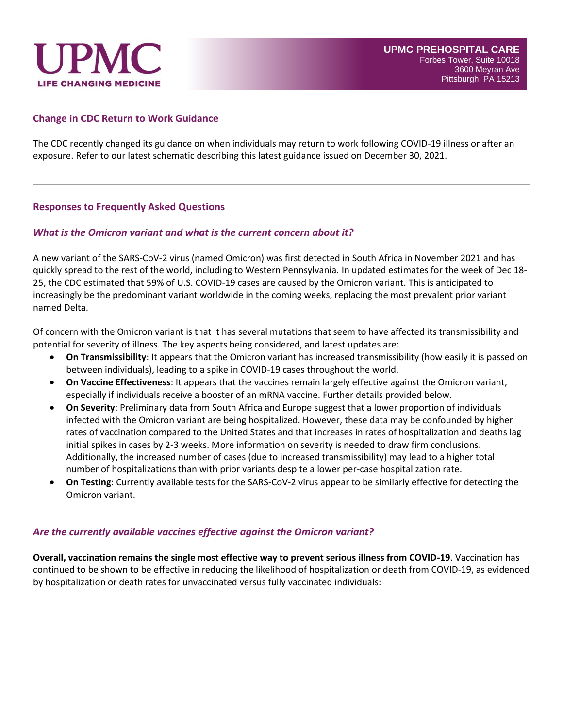## Change in CDC Return to Work Guidance

The CDC recently changed its guidance on when individuals may return to work following COVID-19 illness or after an exposure. Refer to our latest schematic describing this latest guidance issued on December 30, 2021.

---

## Responses to Frequently Asked Questions

### *What is the Omicron variant and what is the current concern about it?*

A new variant of the SARS-CoV-2 virus (named Omicron) was first detected in South Africa in November 2021 and has quickly spread to the rest of the world, including to Western Pennsylvania. In updated estimates for the week of Dec 18-25, the CDC estimated that 59% of U.S. COVID-19 cases are caused by the Omicron variant. This is anticipated to increasingly be the predominant variant worldwide in the coming weeks, replacing the most prevalent prior variant named Delta.

Of concern with the Omicron variant is that it has several mutations that seem to have affected its transmissibility and potential for severity of illness. The key aspects being considered, and latest updates are:

- **On Transmissibility**: It appears that the Omicron variant has increased transmissibility (how easily it is passed on between individuals), leading to a spike in COVID-19 cases throughout the world.
- **On Vaccine Effectiveness**: It appears that the vaccines remain largely effective against the Omicron variant, especially if individuals receive a booster of an mRNA vaccine. Further details provided below.
- **On Severity**: Preliminary data from South Africa and Europe suggest that a lower proportion of individuals infected with the Omicron variant are being hospitalized. However, these data may be confounded by higher rates of vaccination compared to the United States and that increases in rates of hospitalization and deaths lag initial spikes in cases by 2-3 weeks. More information on severity is needed to draw firm conclusions. Additionally, the increased number of cases (due to increased transmissibility) may lead to a higher total number of hospitalizations than with prior variants despite a lower per-case hospitalization rate.
- **On Testing**: Currently available tests for the SARS-CoV-2 virus appear to be similarly effective for detecting the Omicron variant.

### *Are the currently available vaccines effective against the Omicron variant?*

**Overall, vaccination remains the single most effective way to prevent serious illness from COVID-19**. Vaccination has continued to be shown to be effective in reducing the likelihood of hospitalization or death from COVID-19, as evidenced by hospitalization or death rates for unvaccinated versus fully vaccinated individuals: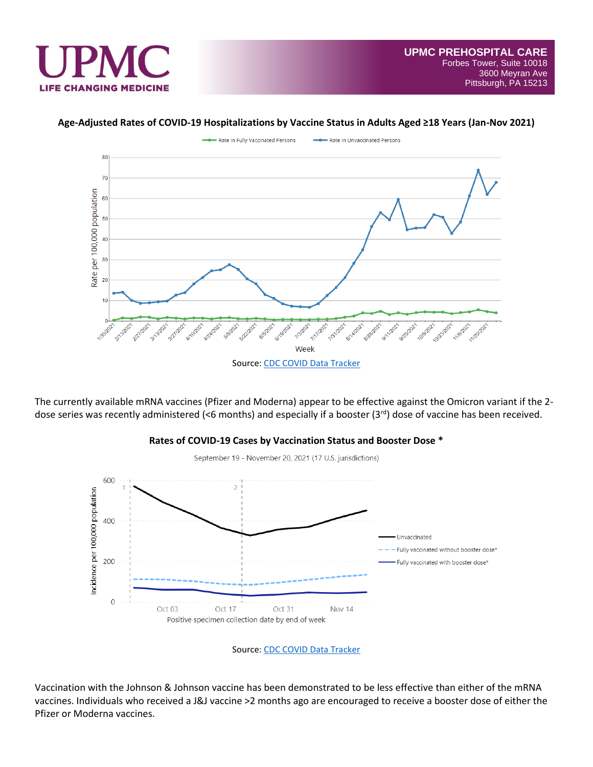## Age-Adjusted Rates of COVID-19 Hospitalizations by Vaccine Status in Adults Aged ≥18 Years (Jan-Nov 2021)

Source: CDC COVID Data Tracker

The currently available mRNA vaccines (Pfizer and Moderna) appear to be effective against the Omicron variant if the 2-dose series was recently administered (<6 months) and especially if a booster (3rd) dose of vaccine has been received.

## Rates of COVID-19 Cases by Vaccination Status and Booster Dose *

Source: CDC COVID Data Tracker

Vaccination with the Johnson & Johnson vaccine has been demonstrated to be less effective than either of the mRNA vaccines. Individuals who received a J&J vaccine >2 months ago are encouraged to receive a booster dose of either the Pfizer or Moderna vaccines.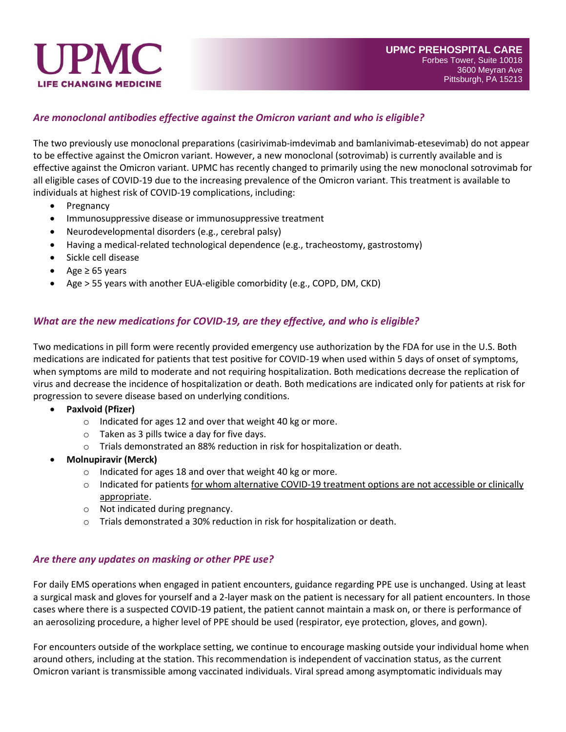### *Are monoclonal antibodies effective against the Omicron variant and who is eligible?*

The two previously use monoclonal preparations (casirivimab-imdevimab and bamlanivimab-etesevimab) do not appear to be effective against the Omicron variant. However, a new monoclonal (sotrovimab) is currently available and is effective against the Omicron variant. UPMC has recently changed to primarily using the new monoclonal sotrovimab for all eligible cases of COVID-19 due to the increasing prevalence of the Omicron variant. This treatment is available to individuals at highest risk of COVID-19 complications, including:

- Pregnancy
- Immunosuppressive disease or immunosuppressive treatment
- Neurodevelopmental disorders (e.g., cerebral palsy)
- Having a medical-related technological dependence (e.g., tracheostomy, gastrostomy)
- Sickle cell disease
- Age ≥ 65 years
- Age > 55 years with another EUA-eligible comorbidity (e.g., COPD, DM, CKD)

### *What are the new medications for COVID-19, are they effective, and who is eligible?*

Two medications in pill form were recently provided emergency use authorization by the FDA for use in the U.S. Both medications are indicated for patients that test positive for COVID-19 when used within 5 days of onset of symptoms, when symptoms are mild to moderate and not requiring hospitalization. Both medications decrease the replication of virus and decrease the incidence of hospitalization or death. Both medications are indicated only for patients at risk for progression to severe disease based on underlying conditions.

- **Paxlvoid (Pfizer)**
  - Indicated for ages 12 and over that weight 40 kg or more.
  - Taken as 3 pills twice a day for five days.
  - Trials demonstrated an 88% reduction in risk for hospitalization or death.
- **Molnupiravir (Merck)**
  - Indicated for ages 18 and over that weight 40 kg or more.
  - Indicated for patients <u>for whom alternative COVID-19 treatment options are not accessible or clinically appropriate</u>.
  - Not indicated during pregnancy.
  - Trials demonstrated a 30% reduction in risk for hospitalization or death.

### *Are there any updates on masking or other PPE use?*

For daily EMS operations when engaged in patient encounters, guidance regarding PPE use is unchanged. Using at least a surgical mask and gloves for yourself and a 2-layer mask on the patient is necessary for all patient encounters. In those cases where there is a suspected COVID-19 patient, the patient cannot maintain a mask on, or there is performance of an aerosolizing procedure, a higher level of PPE should be used (respirator, eye protection, gloves, and gown).

For encounters outside of the workplace setting, we continue to encourage masking outside your individual home when around others, including at the station. This recommendation is independent of vaccination status, as the current Omicron variant is transmissible among vaccinated individuals. Viral spread among asymptomatic individuals may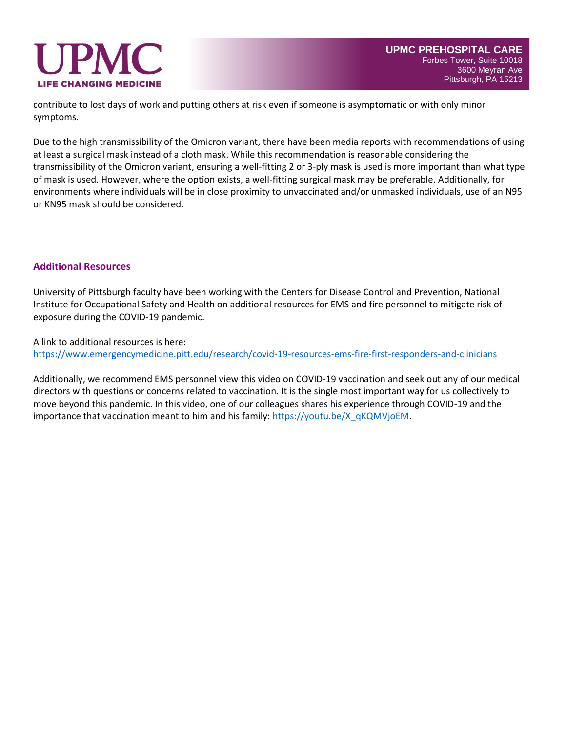contribute to lost days of work and putting others at risk even if someone is asymptomatic or with only minor symptoms.

Due to the high transmissibility of the Omicron variant, there have been media reports with recommendations of using at least a surgical mask instead of a cloth mask. While this recommendation is reasonable considering the transmissibility of the Omicron variant, ensuring a well-fitting 2 or 3-ply mask is used is more important than what type of mask is used. However, where the option exists, a well-fitting surgical mask may be preferable. Additionally, for environments where individuals will be in close proximity to unvaccinated and/or unmasked individuals, use of an N95 or KN95 mask should be considered.

---

## Additional Resources

University of Pittsburgh faculty have been working with the Centers for Disease Control and Prevention, National Institute for Occupational Safety and Health on additional resources for EMS and fire personnel to mitigate risk of exposure during the COVID-19 pandemic.

A link to additional resources is here:
https://www.emergencymedicine.pitt.edu/research/covid-19-resources-ems-fire-first-responders-and-clinicians

Additionally, we recommend EMS personnel view this video on COVID-19 vaccination and seek out any of our medical directors with questions or concerns related to vaccination. It is the single most important way for us collectively to move beyond this pandemic. In this video, one of our colleagues shares his experience through COVID-19 and the importance that vaccination meant to him and his family: https://youtu.be/X_qKQMVjoEM.